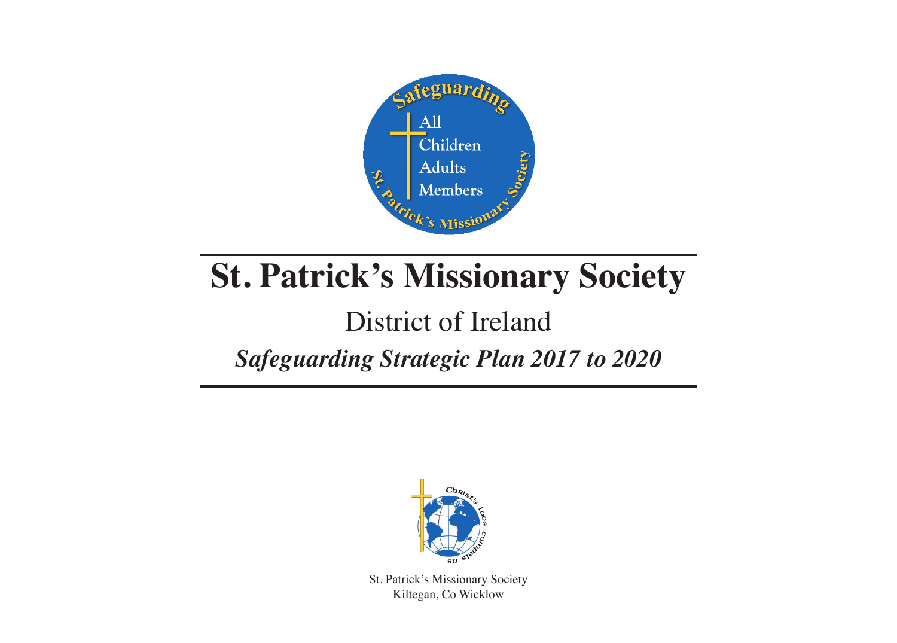# St. Patrick's Missionary Society

## District of Ireland

### *Safeguarding Strategic Plan 2017 to 2020*

St. Patrick's Missionary Society
Kiltegan, Co Wicklow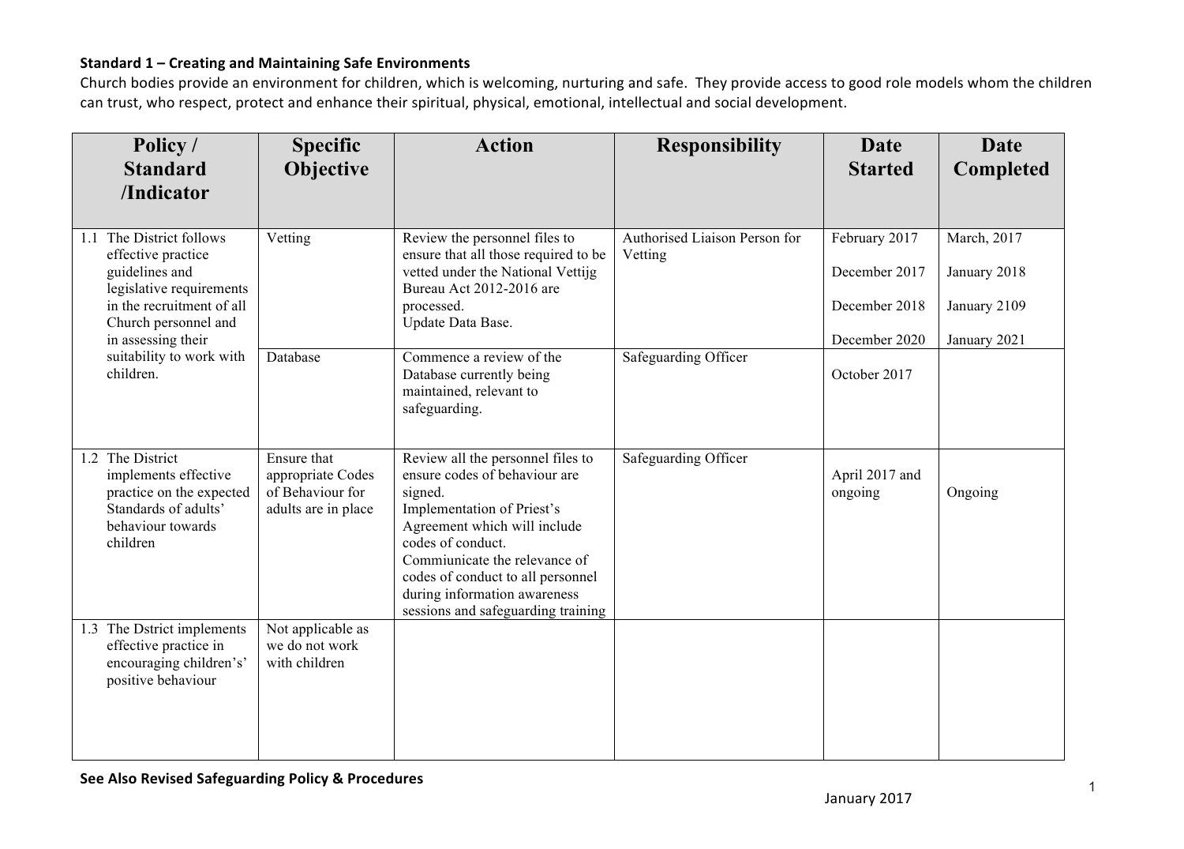**Standard 1 – Creating and Maintaining Safe Environments**

Church bodies provide an environment for children, which is welcoming, nurturing and safe. They provide access to good role models whom the children can trust, who respect, protect and enhance their spiritual, physical, emotional, intellectual and social development.

| Policy / Standard /Indicator | Specific Objective | Action | Responsibility | Date Started | Date Completed |
|---|---|---|---|---|---|
| 1.1 The District follows effective practice guidelines and legislative requirements in the recruitment of all Church personnel and in assessing their suitability to work with children. | Vetting | Review the personnel files to ensure that all those required to be vetted under the National Vettijg Bureau Act 2012-2016 are processed.<br>Update Data Base. | Authorised Liaison Person for Vetting | February 2017<br>December 2017<br>December 2018<br>December 2020 | March, 2017<br>January 2018<br>January 2109<br>January 2021 |
| | Database | Commence a review of the Database currently being maintained, relevant to safeguarding. | Safeguarding Officer | October 2017 | |
| 1.2 The District implements effective practice on the expected Standards of adults' behaviour towards children | Ensure that appropriate Codes of Behaviour for adults are in place | Review all the personnel files to ensure codes of behaviour are signed.<br>Implementation of Priest's Agreement which will include codes of conduct.<br>Commiunicate the relevance of codes of conduct to all personnel during information awareness sessions and safeguarding training | Safeguarding Officer | April 2017 and ongoing | Ongoing |
| 1.3 The Dstrict implements effective practice in encouraging children's' positive behaviour | Not applicable as we do not work with children | | | | |

**See Also Revised Safeguarding Policy & Procedures**

January 2017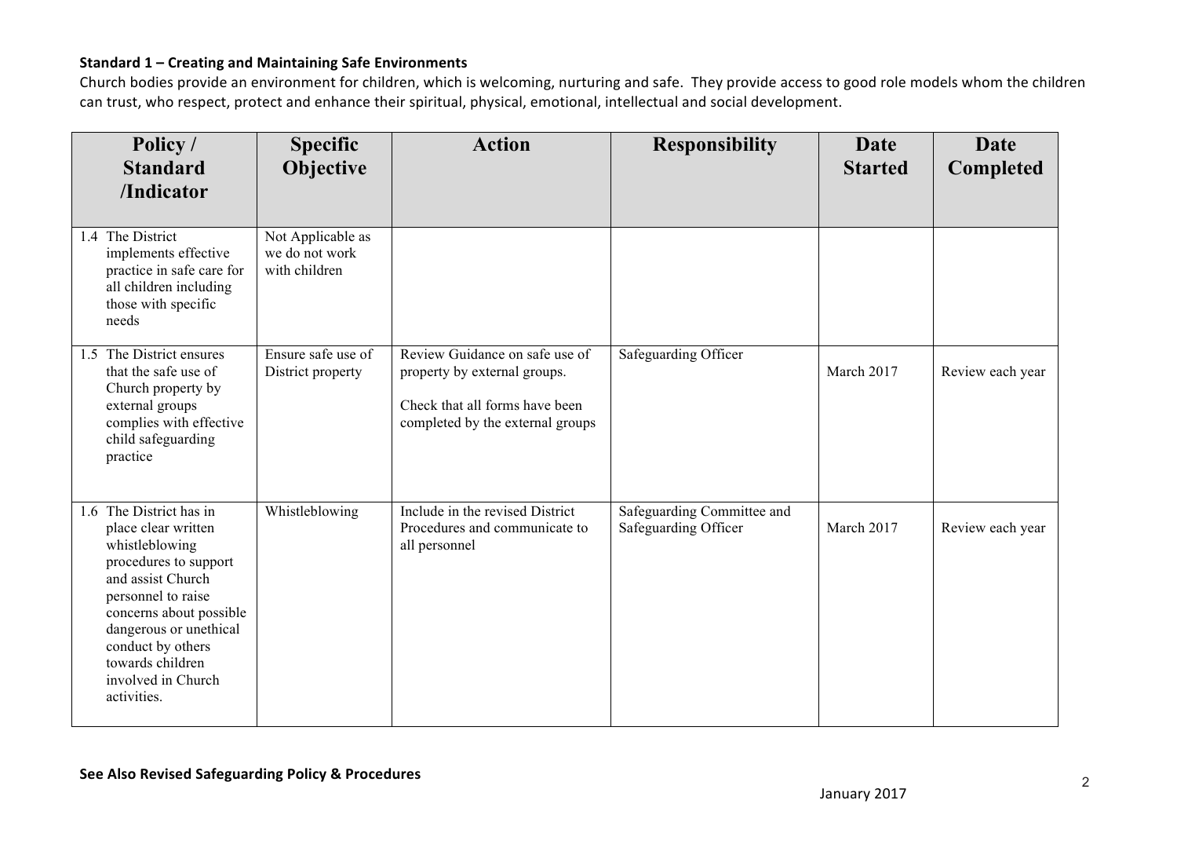**Standard 1 – Creating and Maintaining Safe Environments**

Church bodies provide an environment for children, which is welcoming, nurturing and safe. They provide access to good role models whom the children can trust, who respect, protect and enhance their spiritual, physical, emotional, intellectual and social development.

| Policy / Standard /Indicator | Specific Objective | Action | Responsibility | Date Started | Date Completed |
|---|---|---|---|---|---|
| 1.4 The District implements effective practice in safe care for all children including those with specific needs | Not Applicable as we do not work with children | | | | |
| 1.5 The District ensures that the safe use of Church property by external groups complies with effective child safeguarding practice | Ensure safe use of District property | Review Guidance on safe use of property by external groups.<br><br>Check that all forms have been completed by the external groups | Safeguarding Officer | March 2017 | Review each year |
| 1.6 The District has in place clear written whistleblowing procedures to support and assist Church personnel to raise concerns about possible dangerous or unethical conduct by others towards children involved in Church activities. | Whistleblowing | Include in the revised District Procedures and communicate to all personnel | Safeguarding Committee and Safeguarding Officer | March 2017 | Review each year |

**See Also Revised Safeguarding Policy & Procedures**

January 2017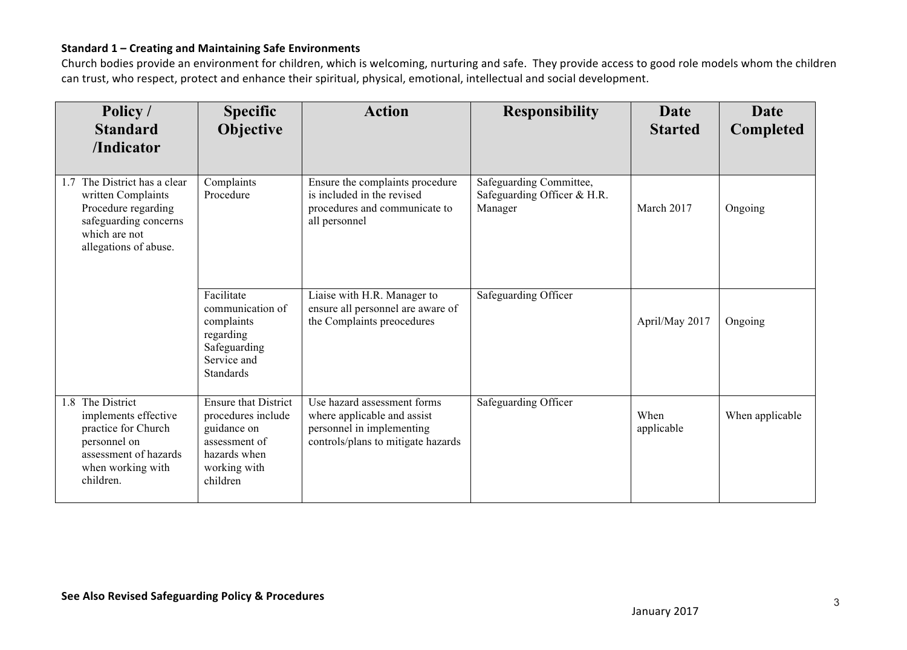**Standard 1 – Creating and Maintaining Safe Environments**

Church bodies provide an environment for children, which is welcoming, nurturing and safe. They provide access to good role models whom the children can trust, who respect, protect and enhance their spiritual, physical, emotional, intellectual and social development.

| Policy / Standard /Indicator | Specific Objective | Action | Responsibility | Date Started | Date Completed |
|---|---|---|---|---|---|
| 1.7 The District has a clear written Complaints Procedure regarding safeguarding concerns which are not allegations of abuse. | Complaints Procedure | Ensure the complaints procedure is included in the revised procedures and communicate to all personnel | Safeguarding Committee, Safeguarding Officer & H.R. Manager | March 2017 | Ongoing |
| | Facilitate communication of complaints regarding Safeguarding Service and Standards | Liaise with H.R. Manager to ensure all personnel are aware of the Complaints preocedures | Safeguarding Officer | April/May 2017 | Ongoing |
| 1.8 The District implements effective practice for Church personnel on assessment of hazards when working with children. | Ensure that District procedures include guidance on assessment of hazards when working with children | Use hazard assessment forms where applicable and assist personnel in implementing controls/plans to mitigate hazards | Safeguarding Officer | When applicable | When applicable |

**See Also Revised Safeguarding Policy & Procedures**

January 2017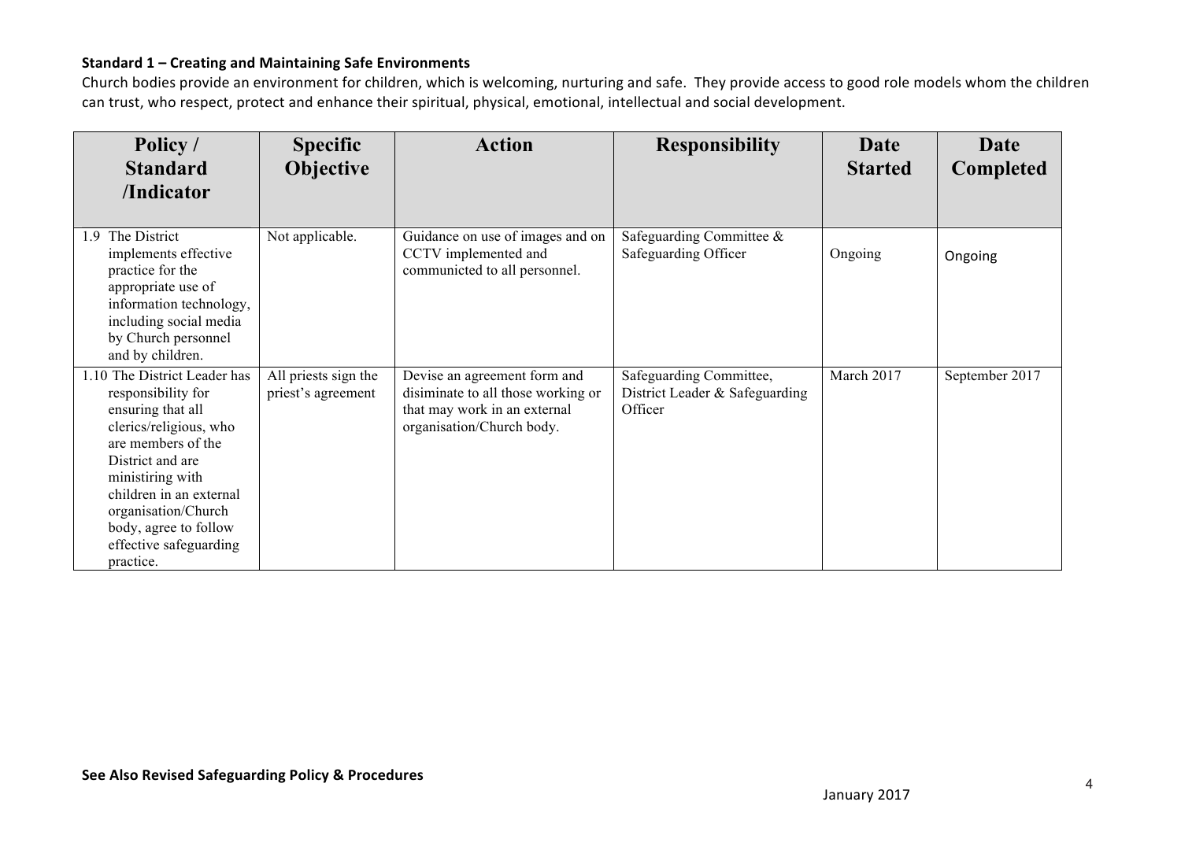**Standard 1 – Creating and Maintaining Safe Environments**

Church bodies provide an environment for children, which is welcoming, nurturing and safe. They provide access to good role models whom the children can trust, who respect, protect and enhance their spiritual, physical, emotional, intellectual and social development.

| Policy / Standard /Indicator | Specific Objective | Action | Responsibility | Date Started | Date Completed |
|---|---|---|---|---|---|
| 1.9 The District implements effective practice for the appropriate use of information technology, including social media by Church personnel and by children. | Not applicable. | Guidance on use of images and on CCTV implemented and communicted to all personnel. | Safeguarding Committee & Safeguarding Officer | Ongoing | Ongoing |
| 1.10 The District Leader has responsibility for ensuring that all clerics/religious, who are members of the District and are ministiring with children in an external organisation/Church body, agree to follow effective safeguarding practice. | All priests sign the priest's agreement | Devise an agreement form and disiminate to all those working or that may work in an external organisation/Church body. | Safeguarding Committee, District Leader & Safeguarding Officer | March 2017 | September 2017 |

**See Also Revised Safeguarding Policy & Procedures**

January 2017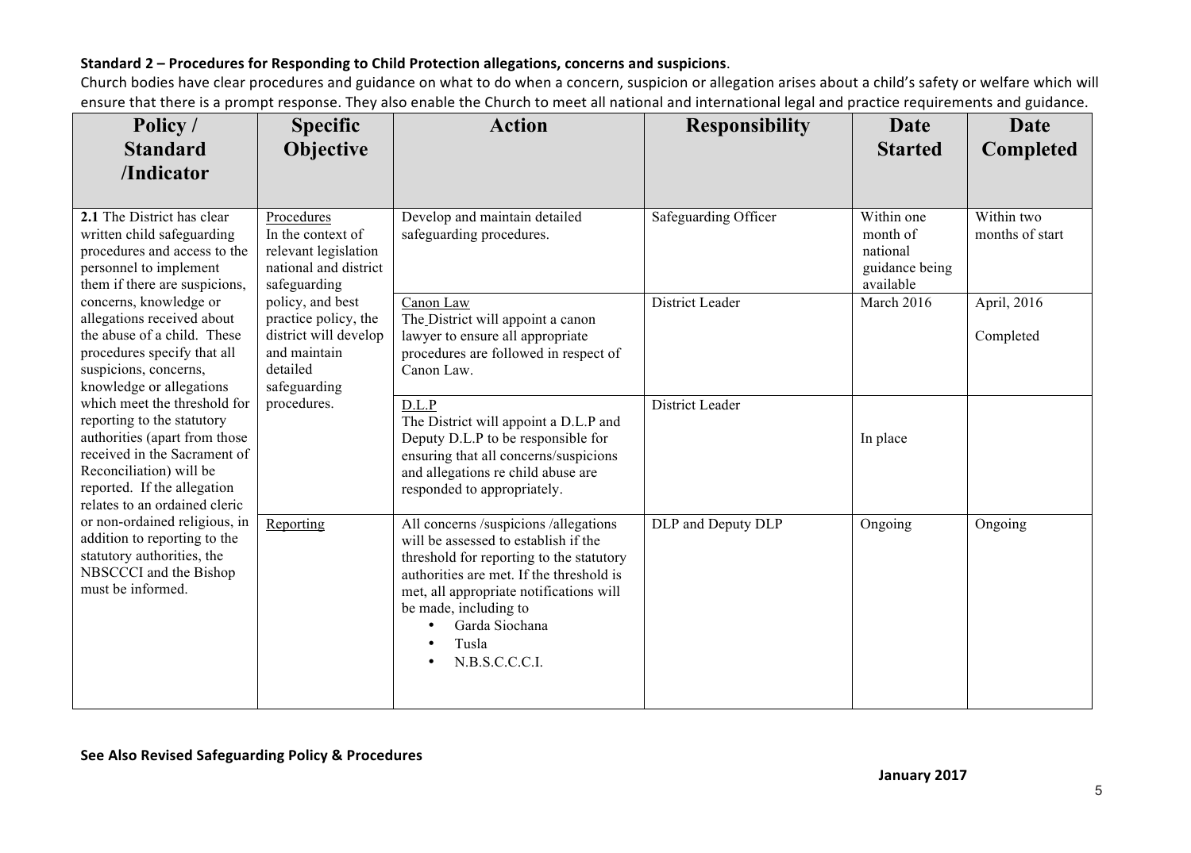**Standard 2 – Procedures for Responding to Child Protection allegations, concerns and suspicions**.

Church bodies have clear procedures and guidance on what to do when a concern, suspicion or allegation arises about a child's safety or welfare which will ensure that there is a prompt response. They also enable the Church to meet all national and international legal and practice requirements and guidance.

| Policy / Standard /Indicator | Specific Objective | Action | Responsibility | Date Started | Date Completed |
|---|---|---|---|---|---|
| **2.1** The District has clear written child safeguarding procedures and access to the personnel to implement them if there are suspicions, concerns, knowledge or allegations received about the abuse of a child. These procedures specify that all suspicions, concerns, knowledge or allegations which meet the threshold for reporting to the statutory authorities (apart from those received in the Sacrament of Reconciliation) will be reported. If the allegation relates to an ordained cleric or non-ordained religious, in addition to reporting to the statutory authorities, the NBSCCCI and the Bishop must be informed. | Procedures<br>In the context of relevant legislation national and district safeguarding policy, and best practice policy, the district will develop and maintain detailed safeguarding procedures. | Develop and maintain detailed safeguarding procedures. | Safeguarding Officer | Within one month of national guidance being available | Within two months of start |
| | | Canon Law<br>The District will appoint a canon lawyer to ensure all appropriate procedures are followed in respect of Canon Law. | District Leader | March 2016 | April, 2016<br><br>Completed |
| | | D.L.P<br>The District will appoint a D.L.P and Deputy D.L.P to be responsible for ensuring that all concerns/suspicions and allegations re child abuse are responded to appropriately. | District Leader | In place | |
| | Reporting | All concerns /suspicions /allegations will be assessed to establish if the threshold for reporting to the statutory authorities are met. If the threshold is met, all appropriate notifications will be made, including to<br>• Garda Siochana<br>• Tusla<br>• N.B.S.C.C.C.I. | DLP and Deputy DLP | Ongoing | Ongoing |

**See Also Revised Safeguarding Policy & Procedures**

**January 2017**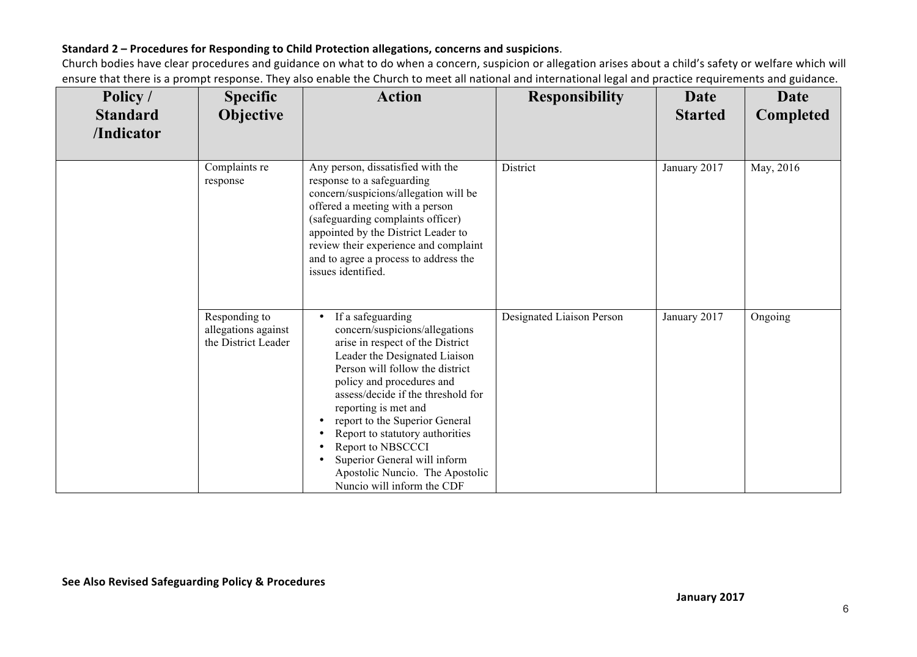**Standard 2 – Procedures for Responding to Child Protection allegations, concerns and suspicions**.

Church bodies have clear procedures and guidance on what to do when a concern, suspicion or allegation arises about a child's safety or welfare which will ensure that there is a prompt response. They also enable the Church to meet all national and international legal and practice requirements and guidance.

| Policy / Standard /Indicator | Specific Objective | Action | Responsibility | Date Started | Date Completed |
|---|---|---|---|---|---|
| | Complaints re response | Any person, dissatisfied with the response to a safeguarding concern/suspicions/allegation will be offered a meeting with a person (safeguarding complaints officer) appointed by the District Leader to review their experience and complaint and to agree a process to address the issues identified. | District | January 2017 | May, 2016 |
| | Responding to allegations against the District Leader | • If a safeguarding concern/suspicions/allegations arise in respect of the District Leader the Designated Liaison Person will follow the district policy and procedures and assess/decide if the threshold for reporting is met and<br>• report to the Superior General<br>• Report to statutory authorities<br>• Report to NBSCCCI<br>• Superior General will inform Apostolic Nuncio. The Apostolic Nuncio will inform the CDF | Designated Liaison Person | January 2017 | Ongoing |

**See Also Revised Safeguarding Policy & Procedures**

**January 2017**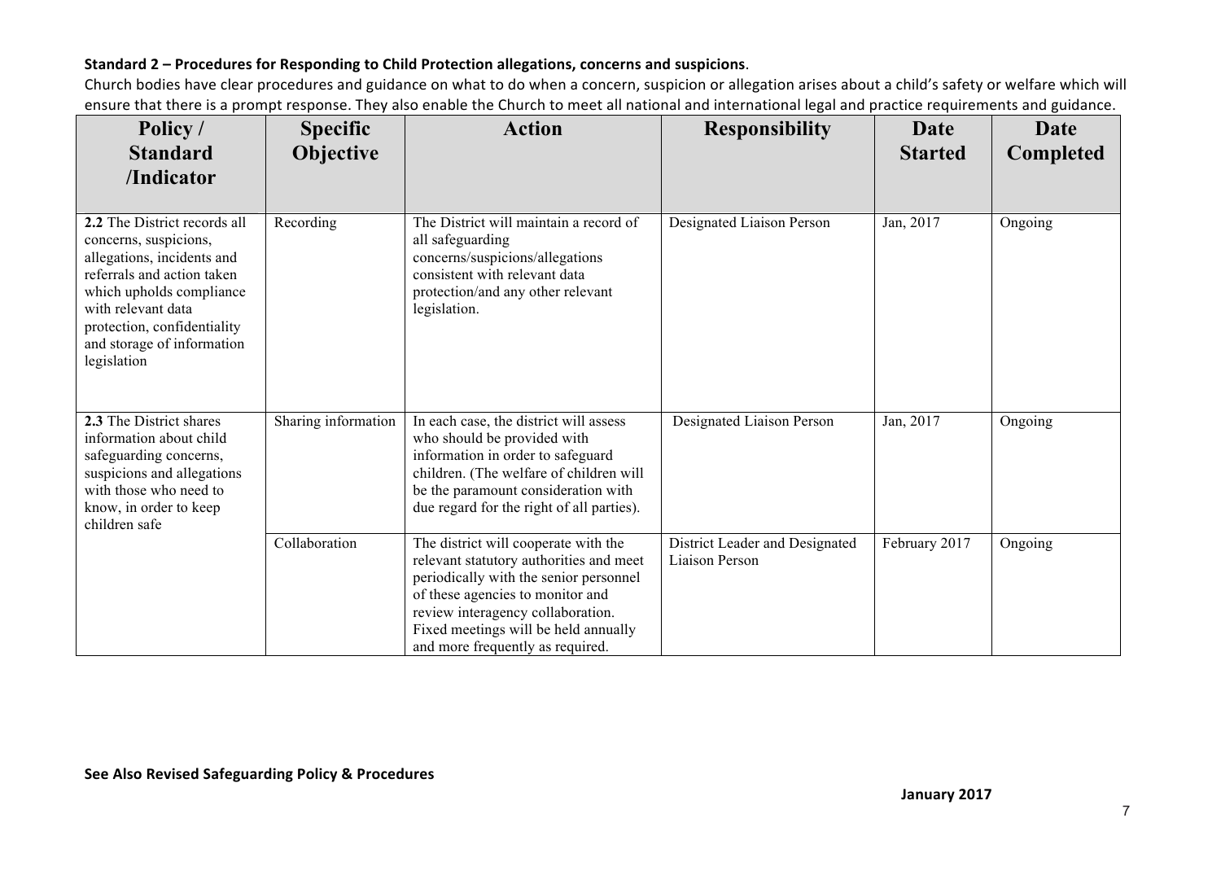**Standard 2 – Procedures for Responding to Child Protection allegations, concerns and suspicions**.

Church bodies have clear procedures and guidance on what to do when a concern, suspicion or allegation arises about a child's safety or welfare which will ensure that there is a prompt response. They also enable the Church to meet all national and international legal and practice requirements and guidance.

| Policy / Standard /Indicator | Specific Objective | Action | Responsibility | Date Started | Date Completed |
|---|---|---|---|---|---|
| **2.2** The District records all concerns, suspicions, allegations, incidents and referrals and action taken which upholds compliance with relevant data protection, confidentiality and storage of information legislation | Recording | The District will maintain a record of all safeguarding concerns/suspicions/allegations consistent with relevant data protection/and any other relevant legislation. | Designated Liaison Person | Jan, 2017 | Ongoing |
| **2.3** The District shares information about child safeguarding concerns, suspicions and allegations with those who need to know, in order to keep children safe | Sharing information | In each case, the district will assess who should be provided with information in order to safeguard children. (The welfare of children will be the paramount consideration with due regard for the right of all parties). | Designated Liaison Person | Jan, 2017 | Ongoing |
| | Collaboration | The district will cooperate with the relevant statutory authorities and meet periodically with the senior personnel of these agencies to monitor and review interagency collaboration. Fixed meetings will be held annually and more frequently as required. | District Leader and Designated Liaison Person | February 2017 | Ongoing |

**See Also Revised Safeguarding Policy & Procedures**

**January 2017**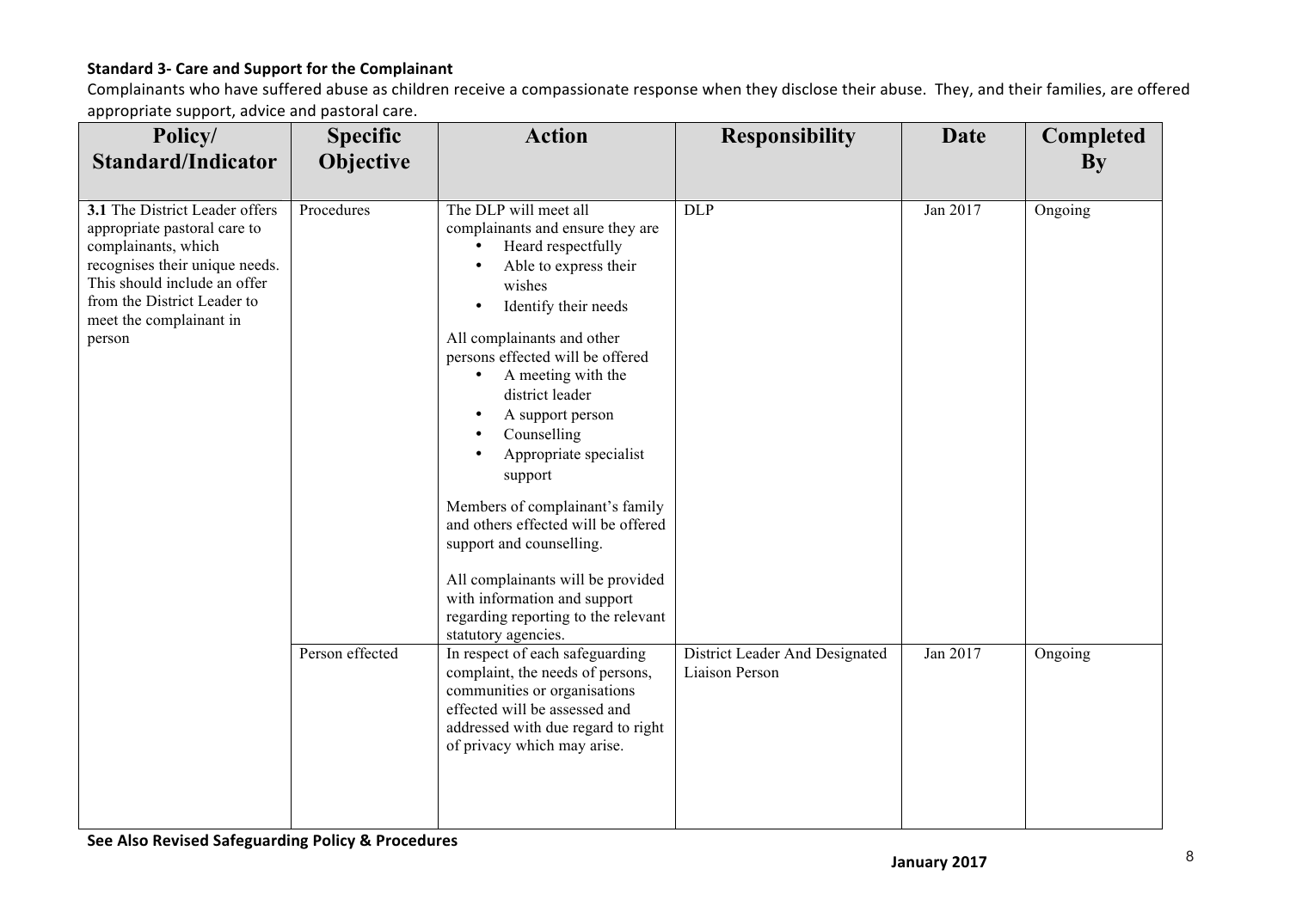**Standard 3- Care and Support for the Complainant**

Complainants who have suffered abuse as children receive a compassionate response when they disclose their abuse. They, and their families, are offered appropriate support, advice and pastoral care.

| Policy/ Standard/Indicator | Specific Objective | Action | Responsibility | Date | Completed By |
|---|---|---|---|---|---|
| **3.1** The District Leader offers appropriate pastoral care to complainants, which recognises their unique needs. This should include an offer from the District Leader to meet the complainant in person | Procedures | The DLP will meet all complainants and ensure they are<br>• Heard respectfully<br>• Able to express their wishes<br>• Identify their needs<br><br>All complainants and other persons effected will be offered<br>• A meeting with the district leader<br>• A support person<br>• Counselling<br>• Appropriate specialist support<br><br>Members of complainant's family and others effected will be offered support and counselling.<br><br>All complainants will be provided with information and support regarding reporting to the relevant statutory agencies. | DLP | Jan 2017 | Ongoing |
| | Person effected | In respect of each safeguarding complaint, the needs of persons, communities or organisations effected will be assessed and addressed with due regard to right of privacy which may arise. | District Leader And Designated Liaison Person | Jan 2017 | Ongoing |

**See Also Revised Safeguarding Policy & Procedures**

**January 2017**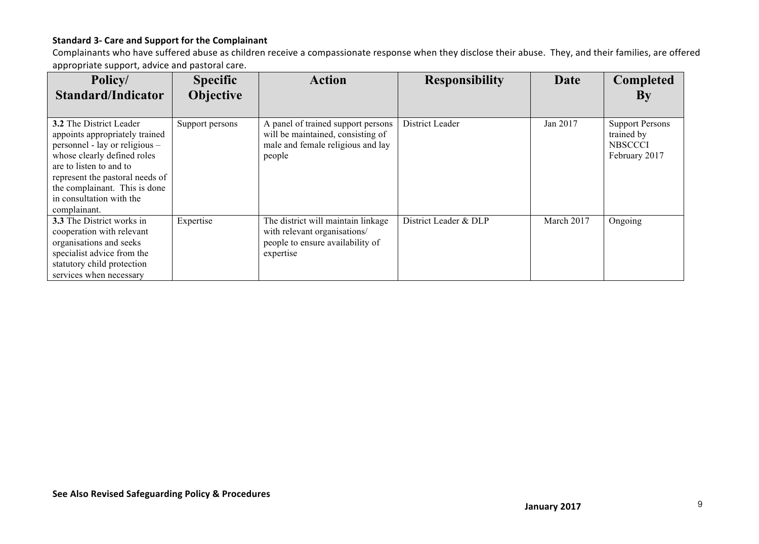**Standard 3- Care and Support for the Complainant**

Complainants who have suffered abuse as children receive a compassionate response when they disclose their abuse. They, and their families, are offered appropriate support, advice and pastoral care.

| Policy/ Standard/Indicator | Specific Objective | Action | Responsibility | Date | Completed By |
|---|---|---|---|---|---|
| **3.2** The District Leader appoints appropriately trained personnel - lay or religious – whose clearly defined roles are to listen to and to represent the pastoral needs of the complainant. This is done in consultation with the complainant. | Support persons | A panel of trained support persons will be maintained, consisting of male and female religious and lay people | District Leader | Jan 2017 | Support Persons trained by NBSCCCI February 2017 |
| **3.3** The District works in cooperation with relevant organisations and seeks specialist advice from the statutory child protection services when necessary | Expertise | The district will maintain linkage with relevant organisations/ people to ensure availability of expertise | District Leader & DLP | March 2017 | Ongoing |

**See Also Revised Safeguarding Policy & Procedures**

**January 2017**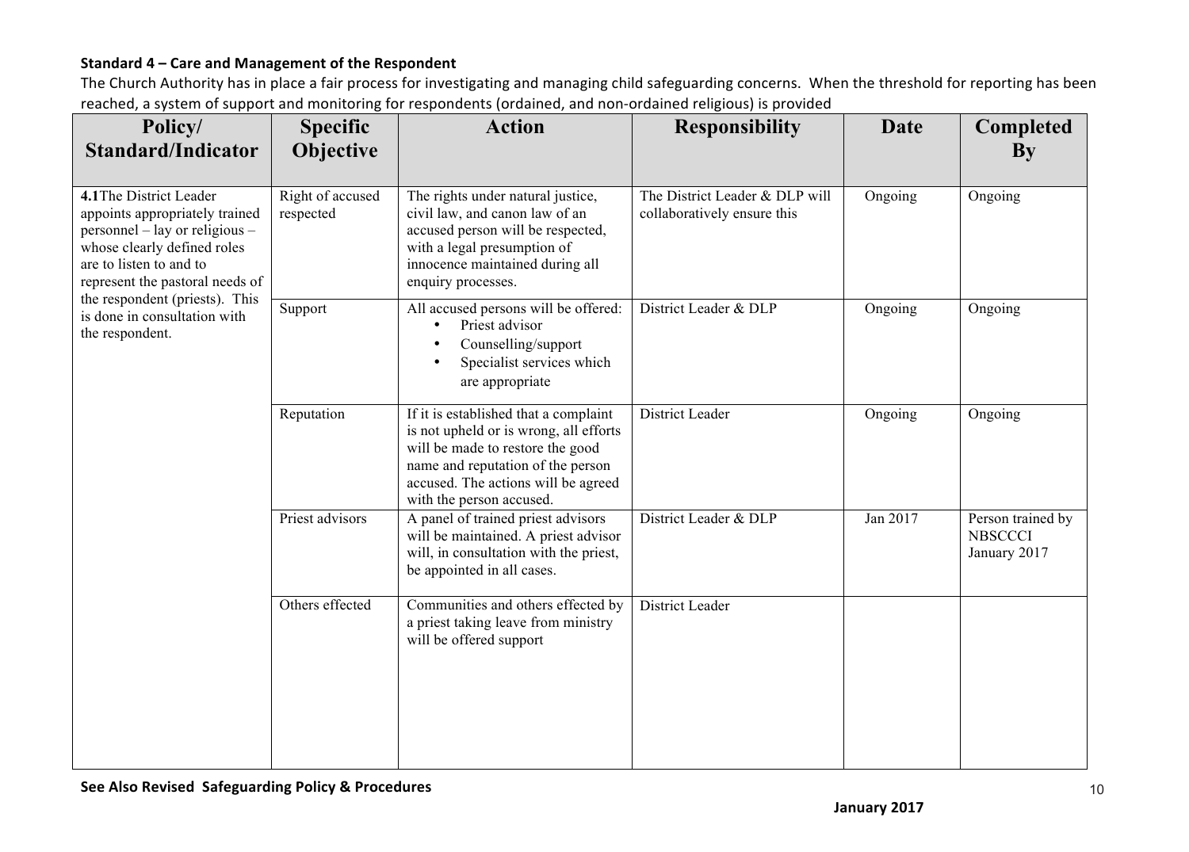**Standard 4 – Care and Management of the Respondent**

The Church Authority has in place a fair process for investigating and managing child safeguarding concerns. When the threshold for reporting has been reached, a system of support and monitoring for respondents (ordained, and non-ordained religious) is provided

| Policy/ Standard/Indicator | Specific Objective | Action | Responsibility | Date | Completed By |
|---|---|---|---|---|---|
| **4.1**The District Leader appoints appropriately trained personnel – lay or religious – whose clearly defined roles are to listen to and to represent the pastoral needs of the respondent (priests). This is done in consultation with the respondent. | Right of accused respected | The rights under natural justice, civil law, and canon law of an accused person will be respected, with a legal presumption of innocence maintained during all enquiry processes. | The District Leader & DLP will collaboratively ensure this | Ongoing | Ongoing |
| | Support | All accused persons will be offered: <br>• Priest advisor <br>• Counselling/support <br>• Specialist services which are appropriate | District Leader & DLP | Ongoing | Ongoing |
| | Reputation | If it is established that a complaint is not upheld or is wrong, all efforts will be made to restore the good name and reputation of the person accused. The actions will be agreed with the person accused. | District Leader | Ongoing | Ongoing |
| | Priest advisors | A panel of trained priest advisors will be maintained. A priest advisor will, in consultation with the priest, be appointed in all cases. | District Leader & DLP | Jan 2017 | Person trained by NBSCCCI January 2017 |
| | Others effected | Communities and others effected by a priest taking leave from ministry will be offered support | District Leader | | |

**See Also Revised Safeguarding Policy & Procedures**

**January 2017**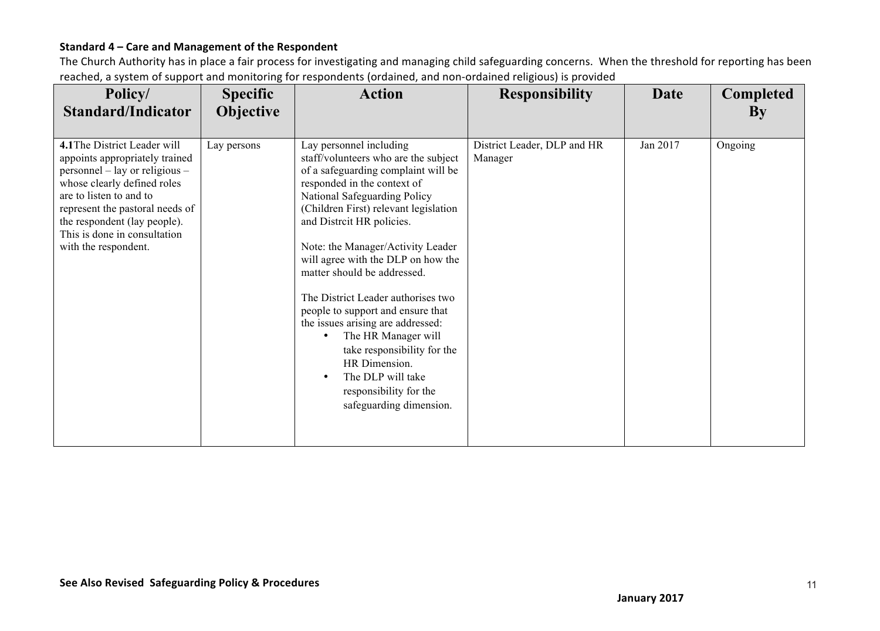**Standard 4 – Care and Management of the Respondent**

The Church Authority has in place a fair process for investigating and managing child safeguarding concerns. When the threshold for reporting has been reached, a system of support and monitoring for respondents (ordained, and non-ordained religious) is provided

| Policy/ Standard/Indicator | Specific Objective | Action | Responsibility | Date | Completed By |
|---|---|---|---|---|---|
| **4.1** The District Leader will appoints appropriately trained personnel – lay or religious – whose clearly defined roles are to listen to and to represent the pastoral needs of the respondent (lay people). This is done in consultation with the respondent. | Lay persons | Lay personnel including staff/volunteers who are the subject of a safeguarding complaint will be responded in the context of National Safeguarding Policy (Children First) relevant legislation and Distrcit HR policies.<br><br>Note: the Manager/Activity Leader will agree with the DLP on how the matter should be addressed.<br><br>The District Leader authorises two people to support and ensure that the issues arising are addressed:<br>• The HR Manager will take responsibility for the HR Dimension.<br>• The DLP will take responsibility for the safeguarding dimension. | District Leader, DLP and HR Manager | Jan 2017 | Ongoing |

**See Also Revised Safeguarding Policy & Procedures**

**January 2017**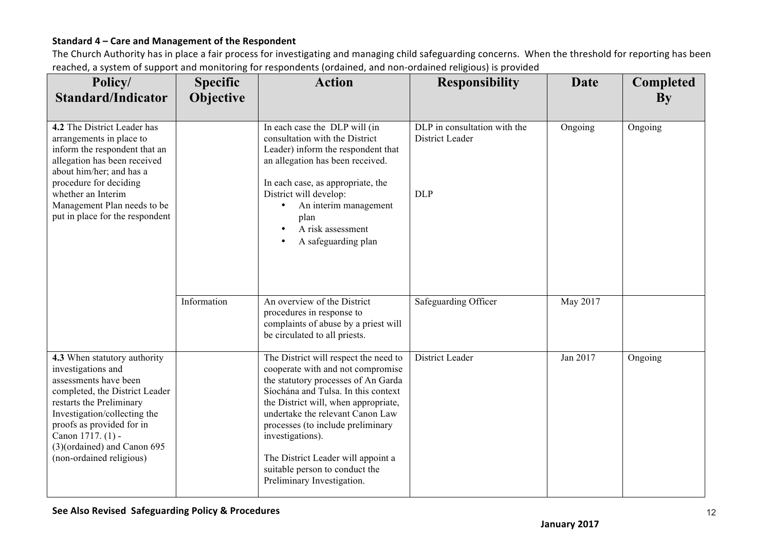**Standard 4 – Care and Management of the Respondent**

The Church Authority has in place a fair process for investigating and managing child safeguarding concerns. When the threshold for reporting has been reached, a system of support and monitoring for respondents (ordained, and non-ordained religious) is provided

| Policy/ Standard/Indicator | Specific Objective | Action | Responsibility | Date | Completed By |
|---|---|---|---|---|---|
| **4.2** The District Leader has arrangements in place to inform the respondent that an allegation has been received about him/her; and has a procedure for deciding whether an Interim Management Plan needs to be put in place for the respondent | | In each case the DLP will (in consultation with the District Leader) inform the respondent that an allegation has been received.<br><br>In each case, as appropriate, the District will develop:<br>• An interim management plan<br>• A risk assessment<br>• A safeguarding plan | DLP in consultation with the District Leader<br><br>DLP | Ongoing | Ongoing |
| | Information | An overview of the District procedures in response to complaints of abuse by a priest will be circulated to all priests. | Safeguarding Officer | May 2017 | |
| **4.3** When statutory authority investigations and assessments have been completed, the District Leader restarts the Preliminary Investigation/collecting the proofs as provided for in Canon 1717. (1) - (3)(ordained) and Canon 695 (non-ordained religious) | | The District will respect the need to cooperate with and not compromise the statutory processes of An Garda Síochána and Tulsa. In this context the District will, when appropriate, undertake the relevant Canon Law processes (to include preliminary investigations).<br><br>The District Leader will appoint a suitable person to conduct the Preliminary Investigation. | District Leader | Jan 2017 | Ongoing |

**See Also Revised Safeguarding Policy & Procedures**

**January 2017**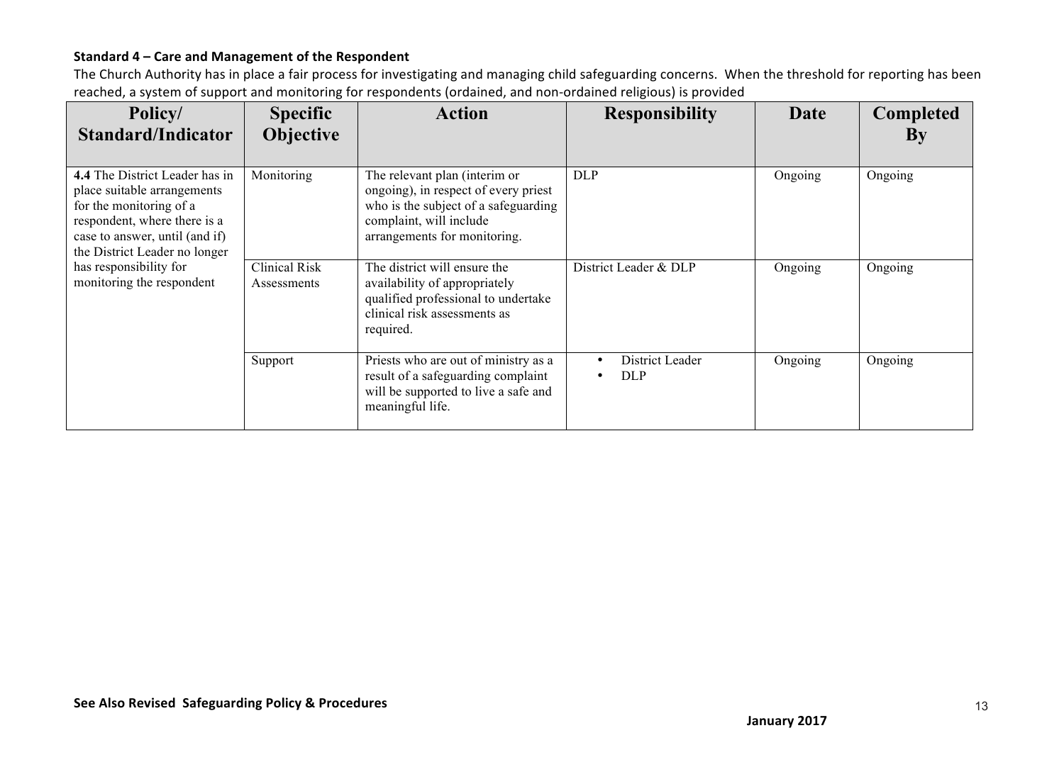**Standard 4 – Care and Management of the Respondent**

The Church Authority has in place a fair process for investigating and managing child safeguarding concerns. When the threshold for reporting has been reached, a system of support and monitoring for respondents (ordained, and non-ordained religious) is provided

| Policy/ Standard/Indicator | Specific Objective | Action | Responsibility | Date | Completed By |
|---|---|---|---|---|---|
| **4.4** The District Leader has in place suitable arrangements for the monitoring of a respondent, where there is a case to answer, until (and if) the District Leader no longer has responsibility for monitoring the respondent | Monitoring | The relevant plan (interim or ongoing), in respect of every priest who is the subject of a safeguarding complaint, will include arrangements for monitoring. | DLP | Ongoing | Ongoing |
| | Clinical Risk Assessments | The district will ensure the availability of appropriately qualified professional to undertake clinical risk assessments as required. | District Leader & DLP | Ongoing | Ongoing |
| | Support | Priests who are out of ministry as a result of a safeguarding complaint will be supported to live a safe and meaningful life. | • District Leader<br>• DLP | Ongoing | Ongoing |

**See Also Revised Safeguarding Policy & Procedures**

**January 2017**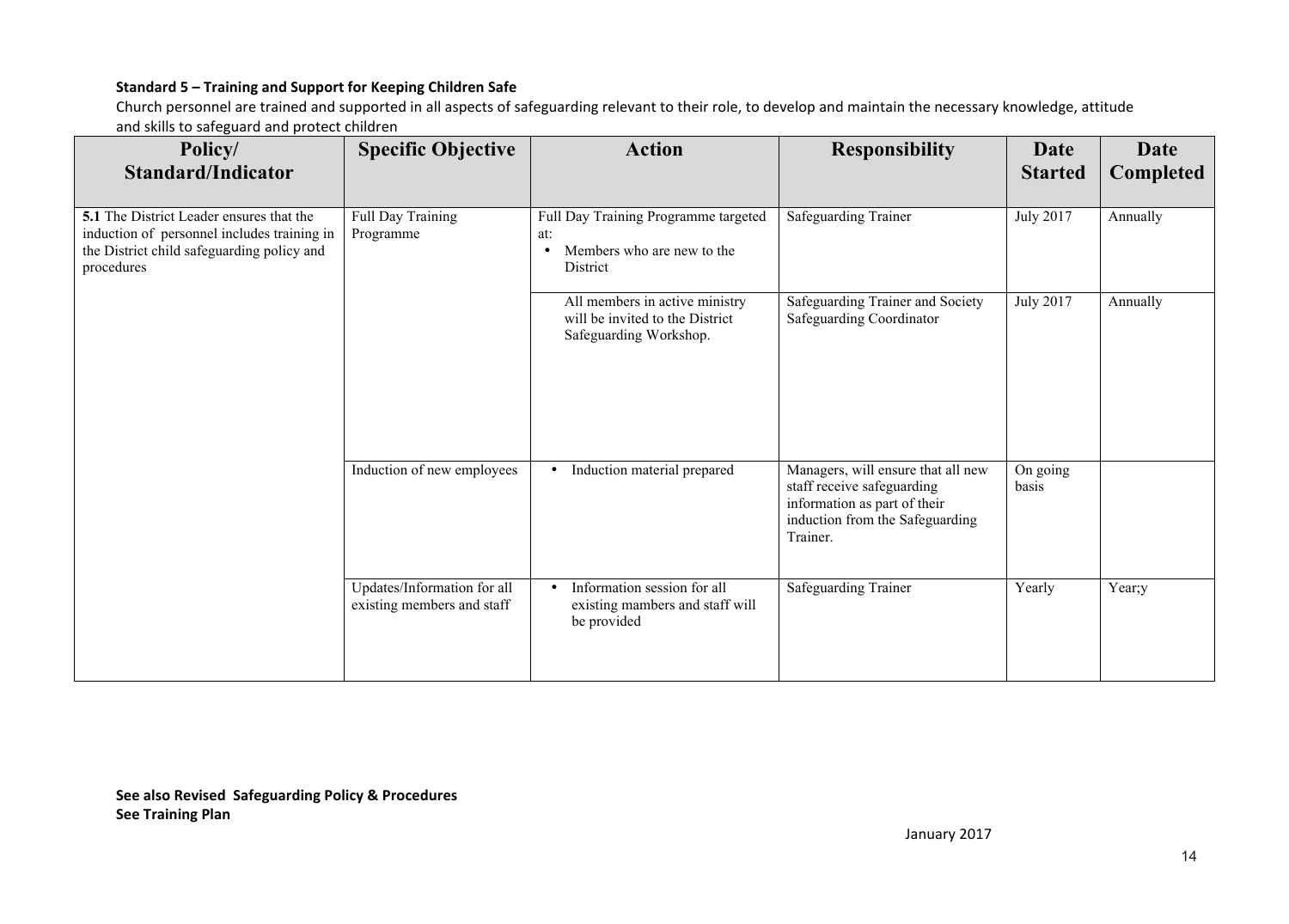**Standard 5 – Training and Support for Keeping Children Safe**

Church personnel are trained and supported in all aspects of safeguarding relevant to their role, to develop and maintain the necessary knowledge, attitude and skills to safeguard and protect children

| Policy/ Standard/Indicator | Specific Objective | Action | Responsibility | Date Started | Date Completed |
|---|---|---|---|---|---|
| **5.1** The District Leader ensures that the induction of personnel includes training in the District child safeguarding policy and procedures | Full Day Training Programme | Full Day Training Programme targeted at: • Members who are new to the District | Safeguarding Trainer | July 2017 | Annually |
| | | All members in active ministry will be invited to the District Safeguarding Workshop. | Safeguarding Trainer and Society Safeguarding Coordinator | July 2017 | Annually |
| | Induction of new employees | • Induction material prepared | Managers, will ensure that all new staff receive safeguarding information as part of their induction from the Safeguarding Trainer. | On going basis | |
| | Updates/Information for all existing members and staff | • Information session for all existing mambers and staff will be provided | Safeguarding Trainer | Yearly | Year;y |

**See also Revised Safeguarding Policy & Procedures**
**See Training Plan**

January 2017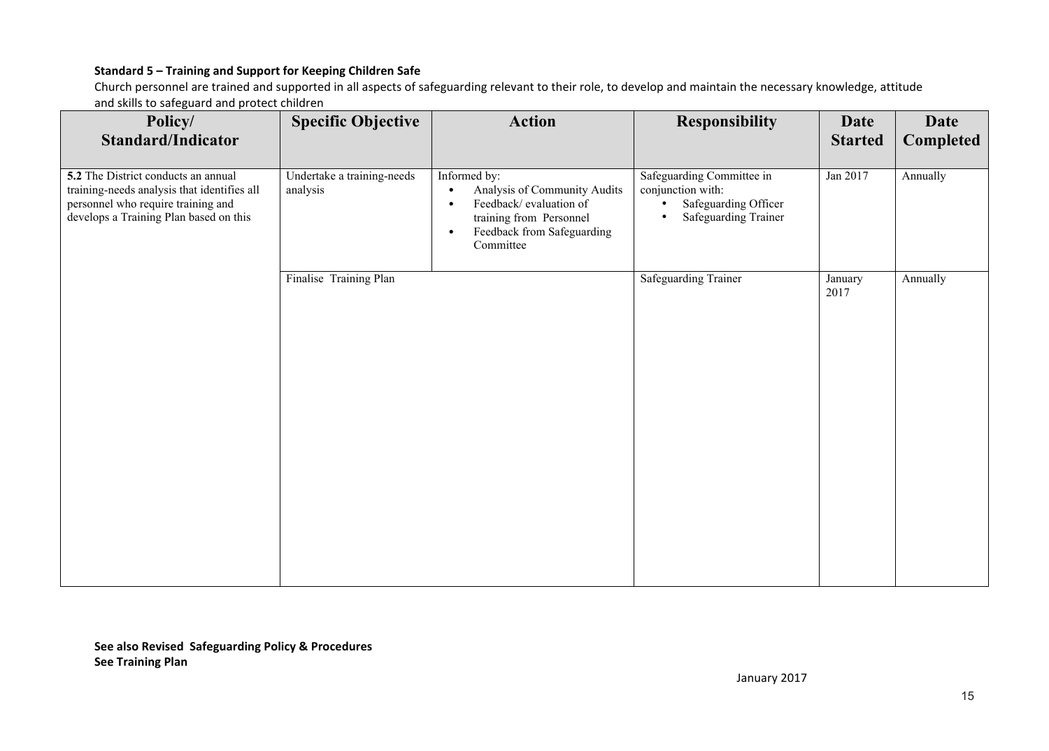**Standard 5 – Training and Support for Keeping Children Safe**

Church personnel are trained and supported in all aspects of safeguarding relevant to their role, to develop and maintain the necessary knowledge, attitude and skills to safeguard and protect children

| Policy/ Standard/Indicator | Specific Objective | Action | Responsibility | Date Started | Date Completed |
|---|---|---|---|---|---|
| **5.2** The District conducts an annual training-needs analysis that identifies all personnel who require training and develops a Training Plan based on this | Undertake a training-needs analysis | Informed by: <br>• Analysis of Community Audits <br>• Feedback/ evaluation of training from Personnel <br>• Feedback from Safeguarding Committee | Safeguarding Committee in conjunction with: <br>• Safeguarding Officer <br>• Safeguarding Trainer | Jan 2017 | Annually |
| | Finalise Training Plan | | Safeguarding Trainer | January 2017 | Annually |

**See also Revised Safeguarding Policy & Procedures**
**See Training Plan**

January 2017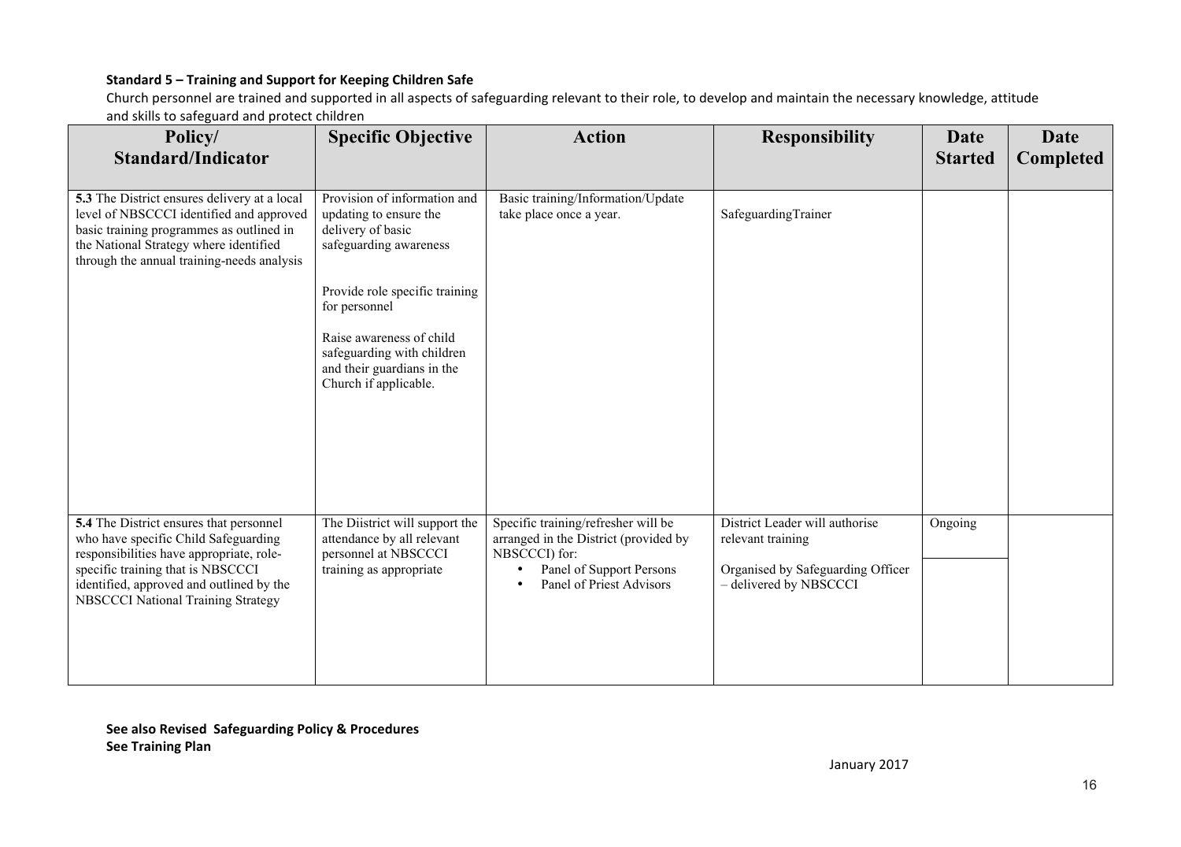**Standard 5 – Training and Support for Keeping Children Safe**

Church personnel are trained and supported in all aspects of safeguarding relevant to their role, to develop and maintain the necessary knowledge, attitude and skills to safeguard and protect children

| Policy/ Standard/Indicator | Specific Objective | Action | Responsibility | Date Started | Date Completed |
|---|---|---|---|---|---|
| **5.3** The District ensures delivery at a local level of NBSCCCI identified and approved basic training programmes as outlined in the National Strategy where identified through the annual training-needs analysis | Provision of information and updating to ensure the delivery of basic safeguarding awareness<br><br>Provide role specific training for personnel<br><br>Raise awareness of child safeguarding with children and their guardians in the Church if applicable. | Basic training/Information/Update take place once a year. | SafeguardingTrainer | | |
| **5.4** The District ensures that personnel who have specific Child Safeguarding responsibilities have appropriate, role-specific training that is NBSCCCI identified, approved and outlined by the NBSCCCI National Training Strategy | The Diistrict will support the attendance by all relevant personnel at NBSCCCI training as appropriate | Specific training/refresher will be arranged in the District (provided by NBSCCCI) for:<br>• Panel of Support Persons<br>• Panel of Priest Advisors | District Leader will authorise relevant training<br><br>Organised by Safeguarding Officer – delivered by NBSCCCI | Ongoing | |

**See also Revised Safeguarding Policy & Procedures**
**See Training Plan**

January 2017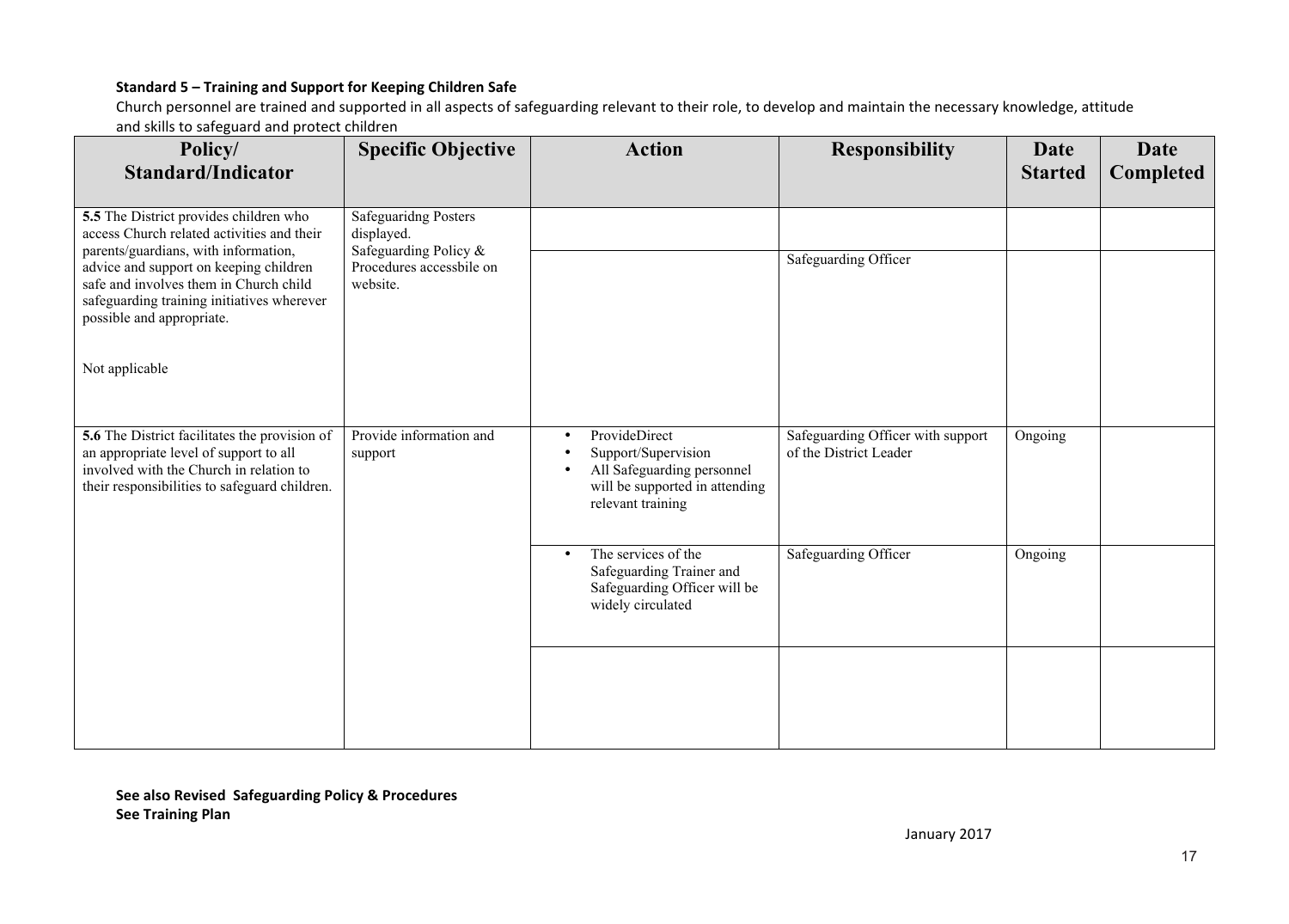**Standard 5 – Training and Support for Keeping Children Safe**

Church personnel are trained and supported in all aspects of safeguarding relevant to their role, to develop and maintain the necessary knowledge, attitude and skills to safeguard and protect children

| Policy/ Standard/Indicator | Specific Objective | Action | Responsibility | Date Started | Date Completed |
|---|---|---|---|---|---|
| **5.5** The District provides children who access Church related activities and their parents/guardians, with information, advice and support on keeping children safe and involves them in Church child safeguarding training initiatives wherever possible and appropriate.<br><br>Not applicable | Safeguaridng Posters displayed.<br>Safeguarding Policy & Procedures accessbile on website. | | | | |
| | | | Safeguarding Officer | | |
| **5.6** The District facilitates the provision of an appropriate level of support to all involved with the Church in relation to their responsibilities to safeguard children. | Provide information and support | • ProvideDirect<br>• Support/Supervision<br>• All Safeguarding personnel will be supported in attending relevant training | Safeguarding Officer with support of the District Leader | Ongoing | |
| | | • The services of the Safeguarding Trainer and Safeguarding Officer will be widely circulated | Safeguarding Officer | Ongoing | |
| | | | | | |

**See also Revised Safeguarding Policy & Procedures**
**See Training Plan**

January 2017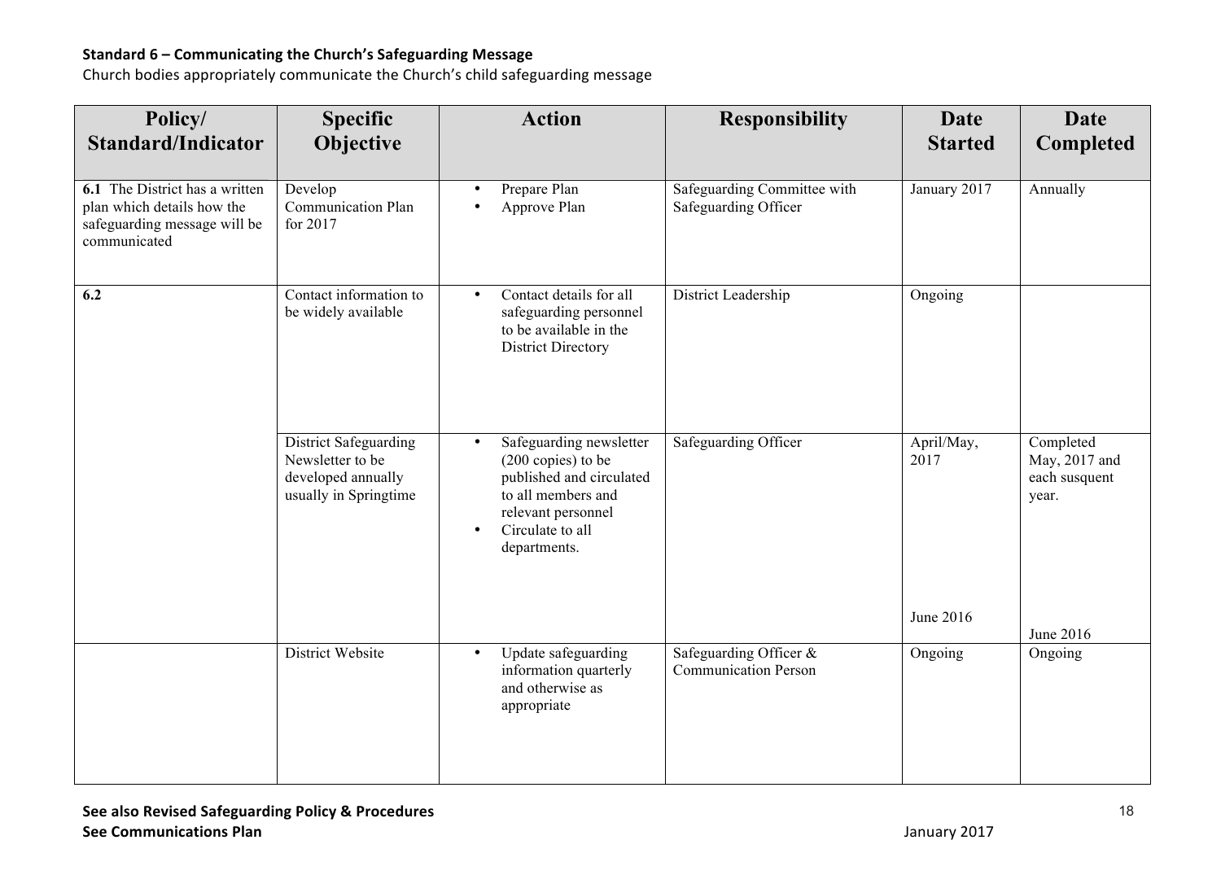**Standard 6 – Communicating the Church's Safeguarding Message**

Church bodies appropriately communicate the Church's child safeguarding message

| Policy/ Standard/Indicator | Specific Objective | Action | Responsibility | Date Started | Date Completed |
|---|---|---|---|---|---|
| **6.1** The District has a written plan which details how the safeguarding message will be communicated | Develop Communication Plan for 2017 | • Prepare Plan<br>• Approve Plan | Safeguarding Committee with Safeguarding Officer | January 2017 | Annually |
| **6.2** | Contact information to be widely available | • Contact details for all safeguarding personnel to be available in the District Directory | District Leadership | Ongoing | |
| | District Safeguarding Newsletter to be developed annually usually in Springtime | • Safeguarding newsletter (200 copies) to be published and circulated to all members and relevant personnel<br>• Circulate to all departments. | Safeguarding Officer | April/May, 2017<br><br>June 2016 | Completed May, 2017 and each susquent year.<br><br>June 2016 |
| | District Website | • Update safeguarding information quarterly and otherwise as appropriate | Safeguarding Officer & Communication Person | Ongoing | Ongoing |

**See also Revised Safeguarding Policy & Procedures**
**See Communications Plan**

January 2017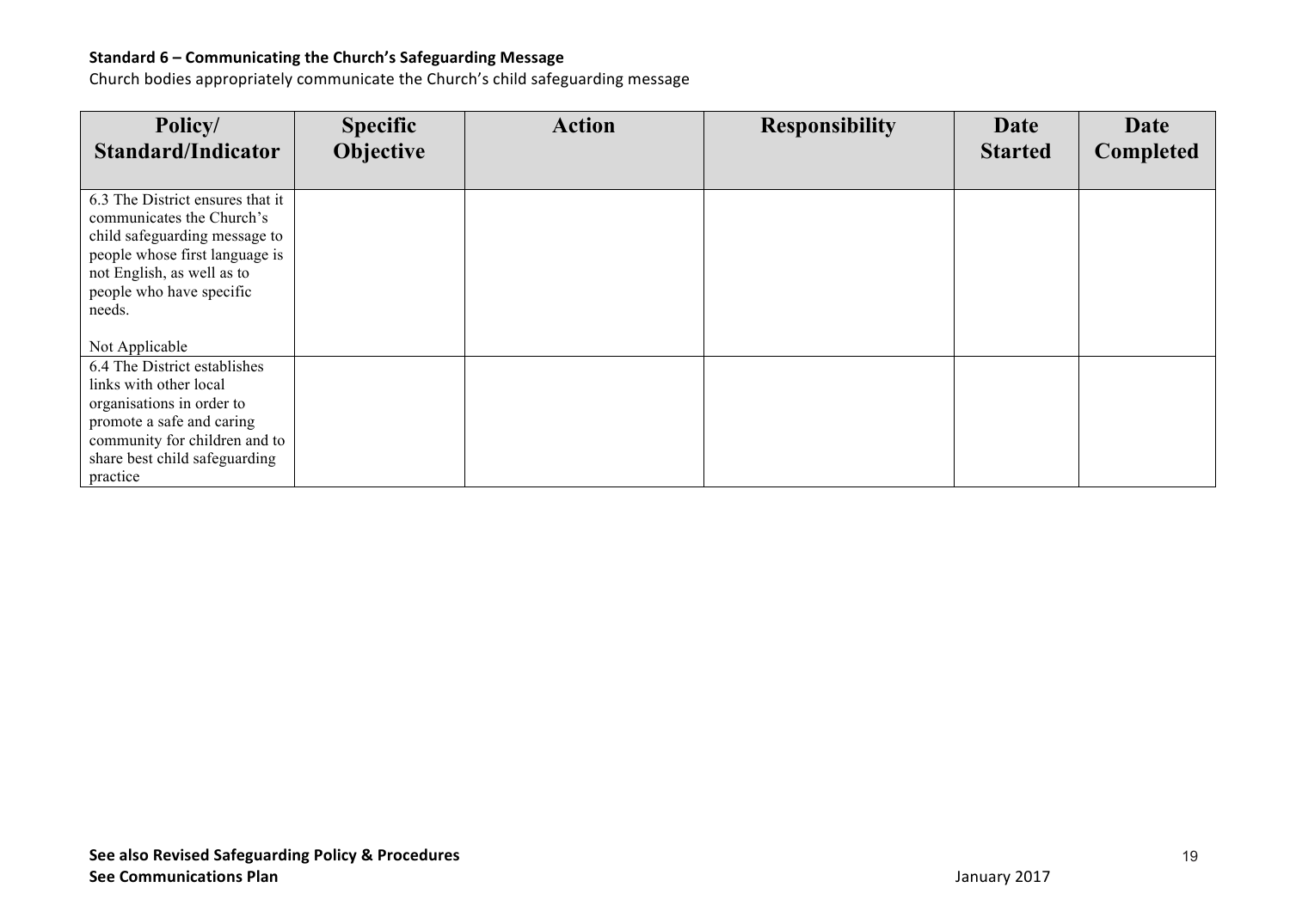**Standard 6 – Communicating the Church's Safeguarding Message**

Church bodies appropriately communicate the Church's child safeguarding message

| Policy/ Standard/Indicator | Specific Objective | Action | Responsibility | Date Started | Date Completed |
|---|---|---|---|---|---|
| 6.3 The District ensures that it communicates the Church's child safeguarding message to people whose first language is not English, as well as to people who have specific needs.<br><br>Not Applicable | | | | | |
| 6.4 The District establishes links with other local organisations in order to promote a safe and caring community for children and to share best child safeguarding practice | | | | | |

**See also Revised Safeguarding Policy & Procedures**
**See Communications Plan**

January 2017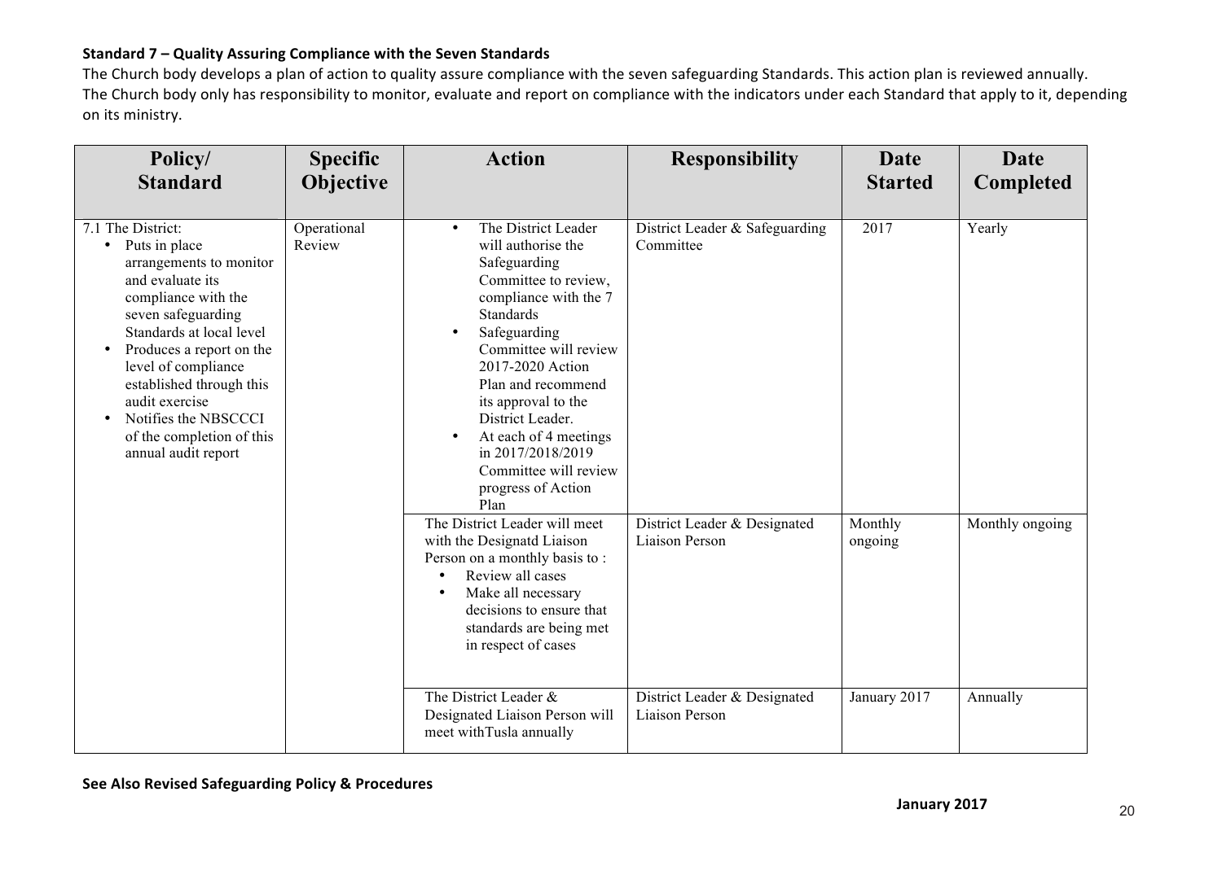**Standard 7 – Quality Assuring Compliance with the Seven Standards**

The Church body develops a plan of action to quality assure compliance with the seven safeguarding Standards. This action plan is reviewed annually.
The Church body only has responsibility to monitor, evaluate and report on compliance with the indicators under each Standard that apply to it, depending on its ministry.

| Policy/ Standard | Specific Objective | Action | Responsibility | Date Started | Date Completed |
|---|---|---|---|---|---|
| 7.1 The District:<br>• Puts in place arrangements to monitor and evaluate its compliance with the seven safeguarding Standards at local level<br>• Produces a report on the level of compliance established through this audit exercise<br>• Notifies the NBSCCCI of the completion of this annual audit report | Operational Review | • The District Leader will authorise the Safeguarding Committee to review, compliance with the 7 Standards<br>• Safeguarding Committee will review 2017-2020 Action Plan and recommend its approval to the District Leader.<br>• At each of 4 meetings in 2017/2018/2019 Committee will review progress of Action Plan | District Leader & Safeguarding Committee | 2017 | Yearly |
| | | The District Leader will meet with the Designatd Liaison Person on a monthly basis to :<br>• Review all cases<br>• Make all necessary decisions to ensure that standards are being met in respect of cases | District Leader & Designated Liaison Person | Monthly ongoing | Monthly ongoing |
| | | The District Leader & Designated Liaison Person will meet withTusla annually | District Leader & Designated Liaison Person | January 2017 | Annually |

**See Also Revised Safeguarding Policy & Procedures**

**January 2017**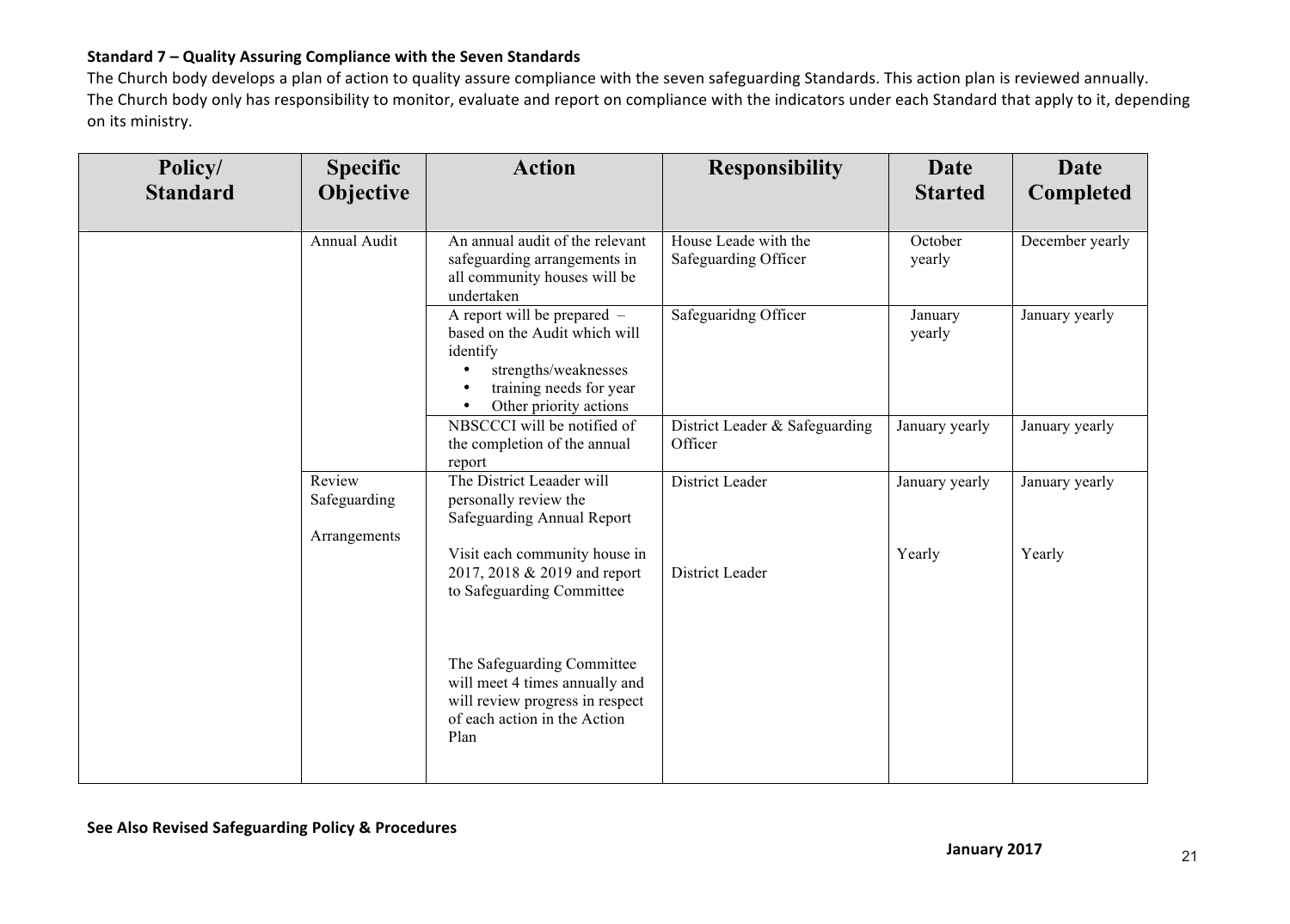**Standard 7 – Quality Assuring Compliance with the Seven Standards**

The Church body develops a plan of action to quality assure compliance with the seven safeguarding Standards. This action plan is reviewed annually. The Church body only has responsibility to monitor, evaluate and report on compliance with the indicators under each Standard that apply to it, depending on its ministry.

| Policy/ Standard | Specific Objective | Action | Responsibility | Date Started | Date Completed |
|---|---|---|---|---|---|
| | Annual Audit | An annual audit of the relevant safeguarding arrangements in all community houses will be undertaken | House Leade with the Safeguarding Officer | October yearly | December yearly |
| | | A report will be prepared – based on the Audit which will identify<br>• strengths/weaknesses<br>• training needs for year<br>• Other priority actions | Safeguaridng Officer | January yearly | January yearly |
| | | NBSCCCI will be notified of the completion of the annual report | District Leader & Safeguarding Officer | January yearly | January yearly |
| | Review Safeguarding Arrangements | The District Leaader will personally review the Safeguarding Annual Report | District Leader | January yearly | January yearly |
| | | Visit each community house in 2017, 2018 & 2019 and report to Safeguarding Committee | District Leader | Yearly | Yearly |
| | | The Safeguarding Committee will meet 4 times annually and will review progress in respect of each action in the Action Plan | | | |

**See Also Revised Safeguarding Policy & Procedures**

**January 2017**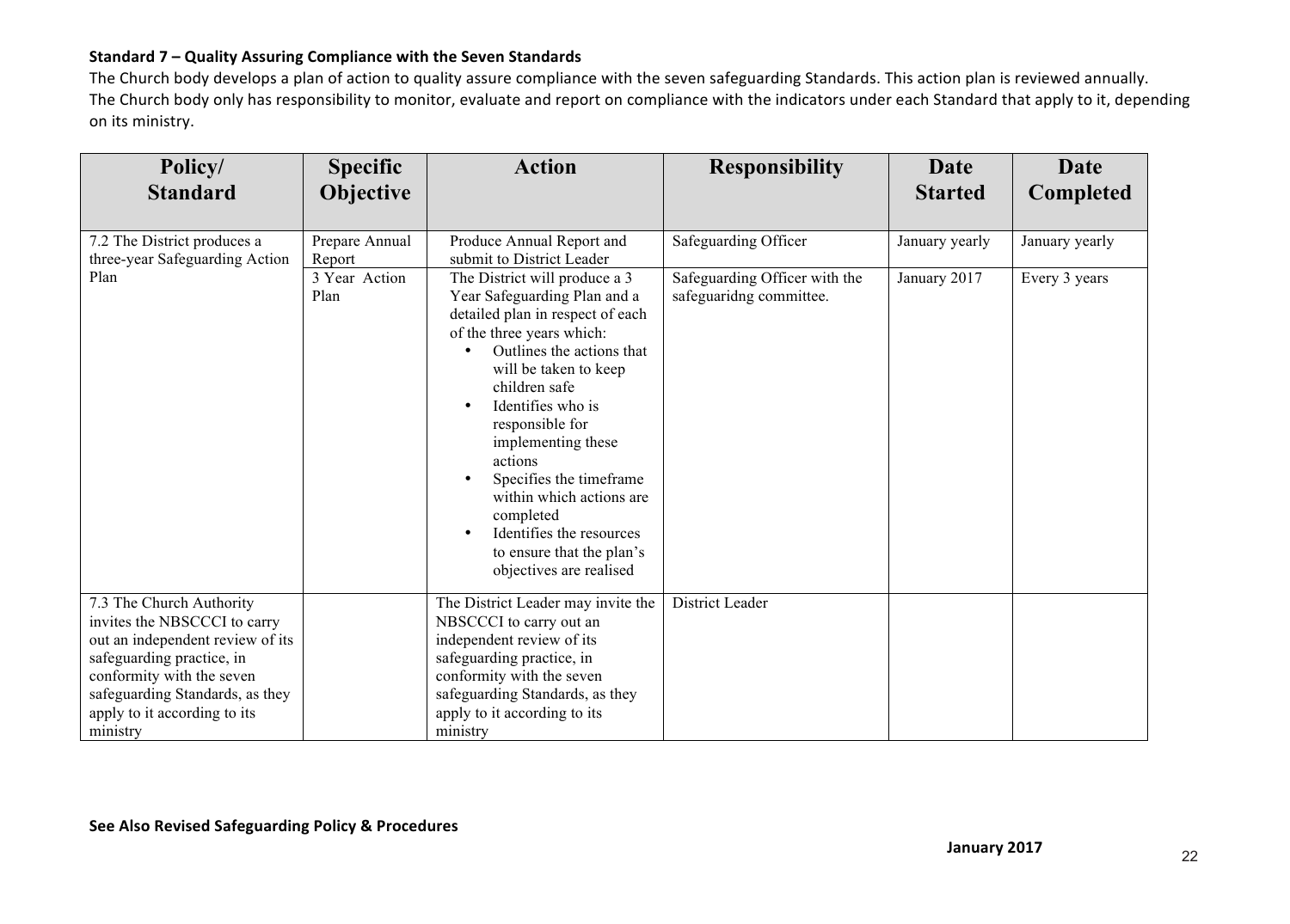**Standard 7 – Quality Assuring Compliance with the Seven Standards**

The Church body develops a plan of action to quality assure compliance with the seven safeguarding Standards. This action plan is reviewed annually. The Church body only has responsibility to monitor, evaluate and report on compliance with the indicators under each Standard that apply to it, depending on its ministry.

| Policy/ Standard | Specific Objective | Action | Responsibility | Date Started | Date Completed |
|---|---|---|---|---|---|
| 7.2 The District produces a three-year Safeguarding Action Plan | Prepare Annual Report | Produce Annual Report and submit to District Leader | Safeguarding Officer | January yearly | January yearly |
| | 3 Year Action Plan | The District will produce a 3 Year Safeguarding Plan and a detailed plan in respect of each of the three years which: <br>• Outlines the actions that will be taken to keep children safe <br>• Identifies who is responsible for implementing these actions <br>• Specifies the timeframe within which actions are completed <br>• Identifies the resources to ensure that the plan's objectives are realised | Safeguarding Officer with the safeguaridng committee. | January 2017 | Every 3 years |
| 7.3 The Church Authority invites the NBSCCCI to carry out an independent review of its safeguarding practice, in conformity with the seven safeguarding Standards, as they apply to it according to its ministry | | The District Leader may invite the NBSCCCI to carry out an independent review of its safeguarding practice, in conformity with the seven safeguarding Standards, as they apply to it according to its ministry | District Leader | | |

**See Also Revised Safeguarding Policy & Procedures**

**January 2017**